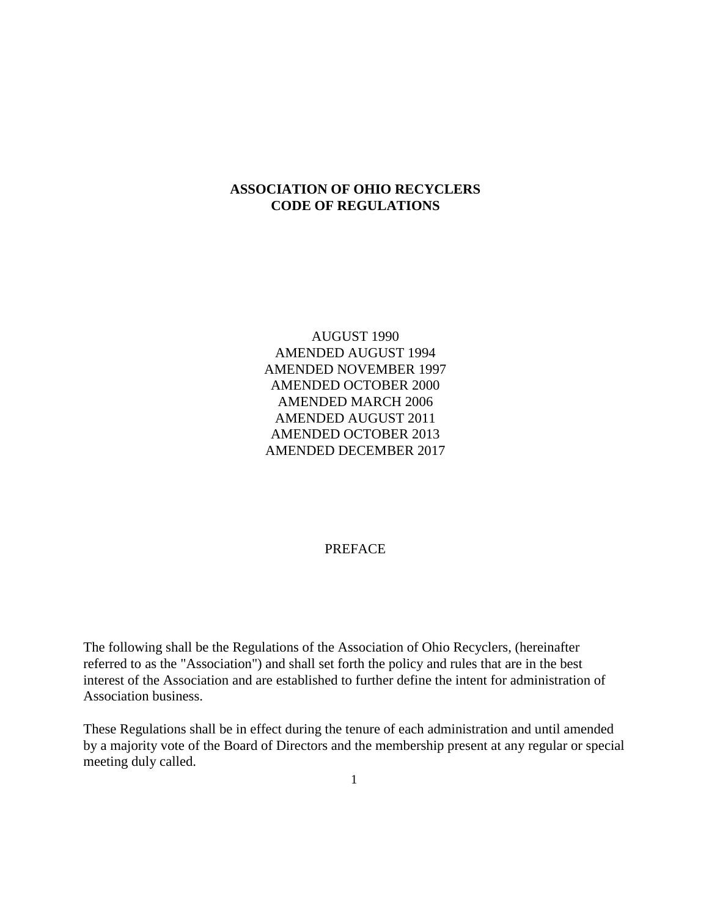# ASSOCIATION OF OHIO RECYCLERS
# CODE OF REGULATIONS

AUGUST 1990
AMENDED AUGUST 1994
AMENDED NOVEMBER 1997
AMENDED OCTOBER 2000
AMENDED MARCH 2006
AMENDED AUGUST 2011
AMENDED OCTOBER 2013
AMENDED DECEMBER 2017

## PREFACE

The following shall be the Regulations of the Association of Ohio Recyclers, (hereinafter referred to as the "Association") and shall set forth the policy and rules that are in the best interest of the Association and are established to further define the intent for administration of Association business.

These Regulations shall be in effect during the tenure of each administration and until amended by a majority vote of the Board of Directors and the membership present at any regular or special meeting duly called.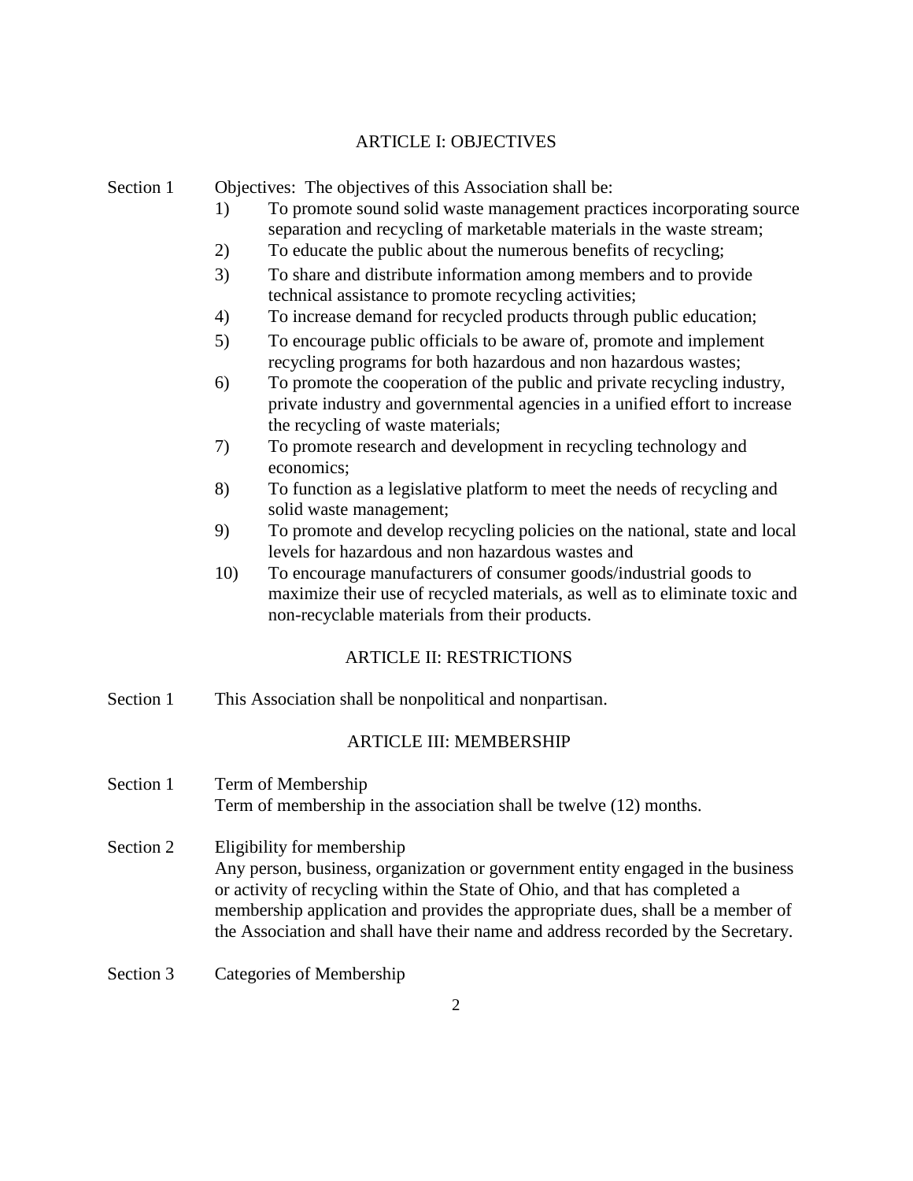## ARTICLE I: OBJECTIVES

Section 1 Objectives: The objectives of this Association shall be:

1) To promote sound solid waste management practices incorporating source separation and recycling of marketable materials in the waste stream;
2) To educate the public about the numerous benefits of recycling;
3) To share and distribute information among members and to provide technical assistance to promote recycling activities;
4) To increase demand for recycled products through public education;
5) To encourage public officials to be aware of, promote and implement recycling programs for both hazardous and non hazardous wastes;
6) To promote the cooperation of the public and private recycling industry, private industry and governmental agencies in a unified effort to increase the recycling of waste materials;
7) To promote research and development in recycling technology and economics;
8) To function as a legislative platform to meet the needs of recycling and solid waste management;
9) To promote and develop recycling policies on the national, state and local levels for hazardous and non hazardous wastes and
10) To encourage manufacturers of consumer goods/industrial goods to maximize their use of recycled materials, as well as to eliminate toxic and non-recyclable materials from their products.

## ARTICLE II: RESTRICTIONS

Section 1 This Association shall be nonpolitical and nonpartisan.

## ARTICLE III: MEMBERSHIP

Section 1 Term of Membership

Term of membership in the association shall be twelve (12) months.

Section 2 Eligibility for membership

Any person, business, organization or government entity engaged in the business or activity of recycling within the State of Ohio, and that has completed a membership application and provides the appropriate dues, shall be a member of the Association and shall have their name and address recorded by the Secretary.

Section 3 Categories of Membership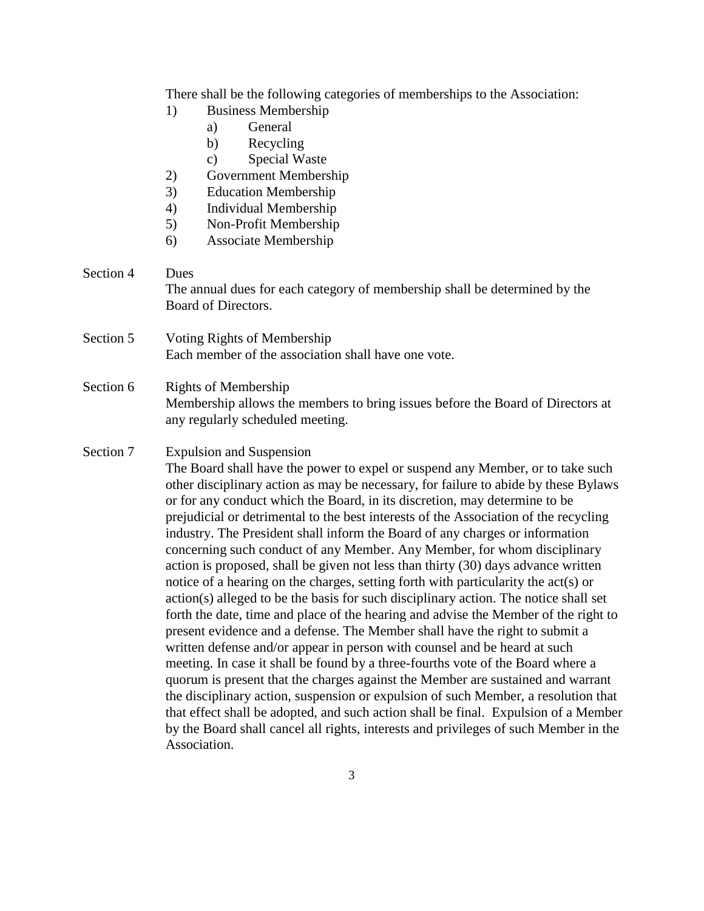There shall be the following categories of memberships to the Association:

1) Business Membership
   a) General
   b) Recycling
   c) Special Waste
2) Government Membership
3) Education Membership
4) Individual Membership
5) Non-Profit Membership
6) Associate Membership

Section 4 Dues

The annual dues for each category of membership shall be determined by the Board of Directors.

Section 5 Voting Rights of Membership

Each member of the association shall have one vote.

Section 6 Rights of Membership

Membership allows the members to bring issues before the Board of Directors at any regularly scheduled meeting.

Section 7 Expulsion and Suspension

The Board shall have the power to expel or suspend any Member, or to take such other disciplinary action as may be necessary, for failure to abide by these Bylaws or for any conduct which the Board, in its discretion, may determine to be prejudicial or detrimental to the best interests of the Association of the recycling industry. The President shall inform the Board of any charges or information concerning such conduct of any Member. Any Member, for whom disciplinary action is proposed, shall be given not less than thirty (30) days advance written notice of a hearing on the charges, setting forth with particularity the act(s) or action(s) alleged to be the basis for such disciplinary action. The notice shall set forth the date, time and place of the hearing and advise the Member of the right to present evidence and a defense. The Member shall have the right to submit a written defense and/or appear in person with counsel and be heard at such meeting. In case it shall be found by a three-fourths vote of the Board where a quorum is present that the charges against the Member are sustained and warrant the disciplinary action, suspension or expulsion of such Member, a resolution that that effect shall be adopted, and such action shall be final. Expulsion of a Member by the Board shall cancel all rights, interests and privileges of such Member in the Association.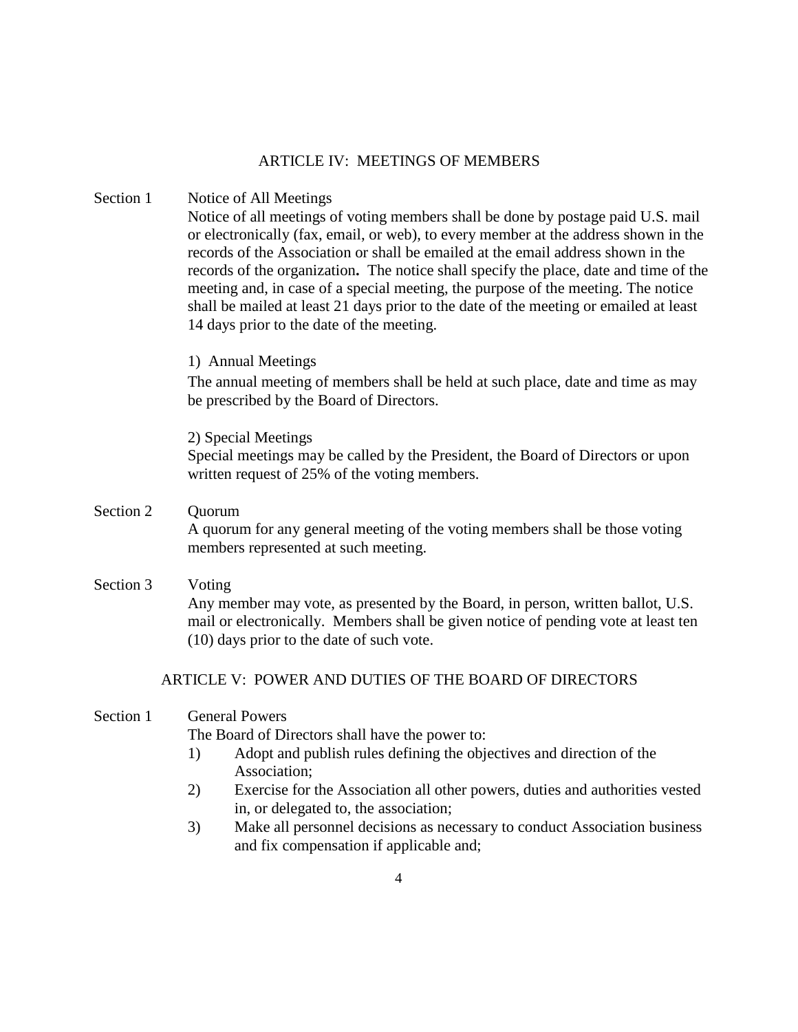## ARTICLE IV: MEETINGS OF MEMBERS

**Section 1 Notice of All Meetings**

Notice of all meetings of voting members shall be done by postage paid U.S. mail or electronically (fax, email, or web), to every member at the address shown in the records of the Association or shall be emailed at the email address shown in the records of the organization**.** The notice shall specify the place, date and time of the meeting and, in case of a special meeting, the purpose of the meeting. The notice shall be mailed at least 21 days prior to the date of the meeting or emailed at least 14 days prior to the date of the meeting.

1) Annual Meetings

The annual meeting of members shall be held at such place, date and time as may be prescribed by the Board of Directors.

2) Special Meetings

Special meetings may be called by the President, the Board of Directors or upon written request of 25% of the voting members.

**Section 2 Quorum**

A quorum for any general meeting of the voting members shall be those voting members represented at such meeting.

**Section 3 Voting**

Any member may vote, as presented by the Board, in person, written ballot, U.S. mail or electronically. Members shall be given notice of pending vote at least ten (10) days prior to the date of such vote.

## ARTICLE V: POWER AND DUTIES OF THE BOARD OF DIRECTORS

**Section 1 General Powers**

The Board of Directors shall have the power to:

1) Adopt and publish rules defining the objectives and direction of the Association;
2) Exercise for the Association all other powers, duties and authorities vested in, or delegated to, the association;
3) Make all personnel decisions as necessary to conduct Association business and fix compensation if applicable and;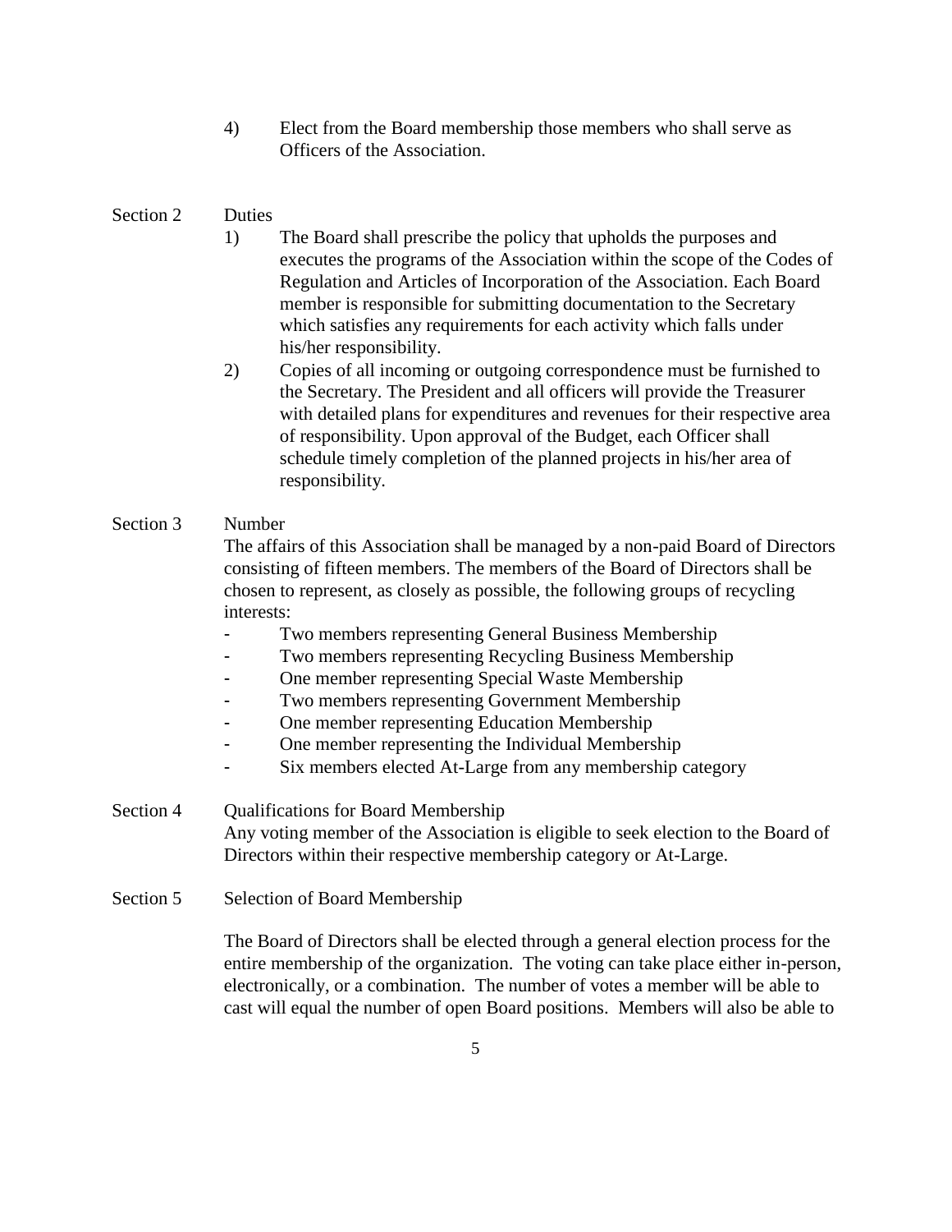4) Elect from the Board membership those members who shall serve as Officers of the Association.

Section 2 Duties

1) The Board shall prescribe the policy that upholds the purposes and executes the programs of the Association within the scope of the Codes of Regulation and Articles of Incorporation of the Association. Each Board member is responsible for submitting documentation to the Secretary which satisfies any requirements for each activity which falls under his/her responsibility.
2) Copies of all incoming or outgoing correspondence must be furnished to the Secretary. The President and all officers will provide the Treasurer with detailed plans for expenditures and revenues for their respective area of responsibility. Upon approval of the Budget, each Officer shall schedule timely completion of the planned projects in his/her area of responsibility.

Section 3 Number

The affairs of this Association shall be managed by a non-paid Board of Directors consisting of fifteen members. The members of the Board of Directors shall be chosen to represent, as closely as possible, the following groups of recycling interests:

- Two members representing General Business Membership
- Two members representing Recycling Business Membership
- One member representing Special Waste Membership
- Two members representing Government Membership
- One member representing Education Membership
- One member representing the Individual Membership
- Six members elected At-Large from any membership category

Section 4 Qualifications for Board Membership

Any voting member of the Association is eligible to seek election to the Board of Directors within their respective membership category or At-Large.

Section 5 Selection of Board Membership

The Board of Directors shall be elected through a general election process for the entire membership of the organization. The voting can take place either in-person, electronically, or a combination. The number of votes a member will be able to cast will equal the number of open Board positions. Members will also be able to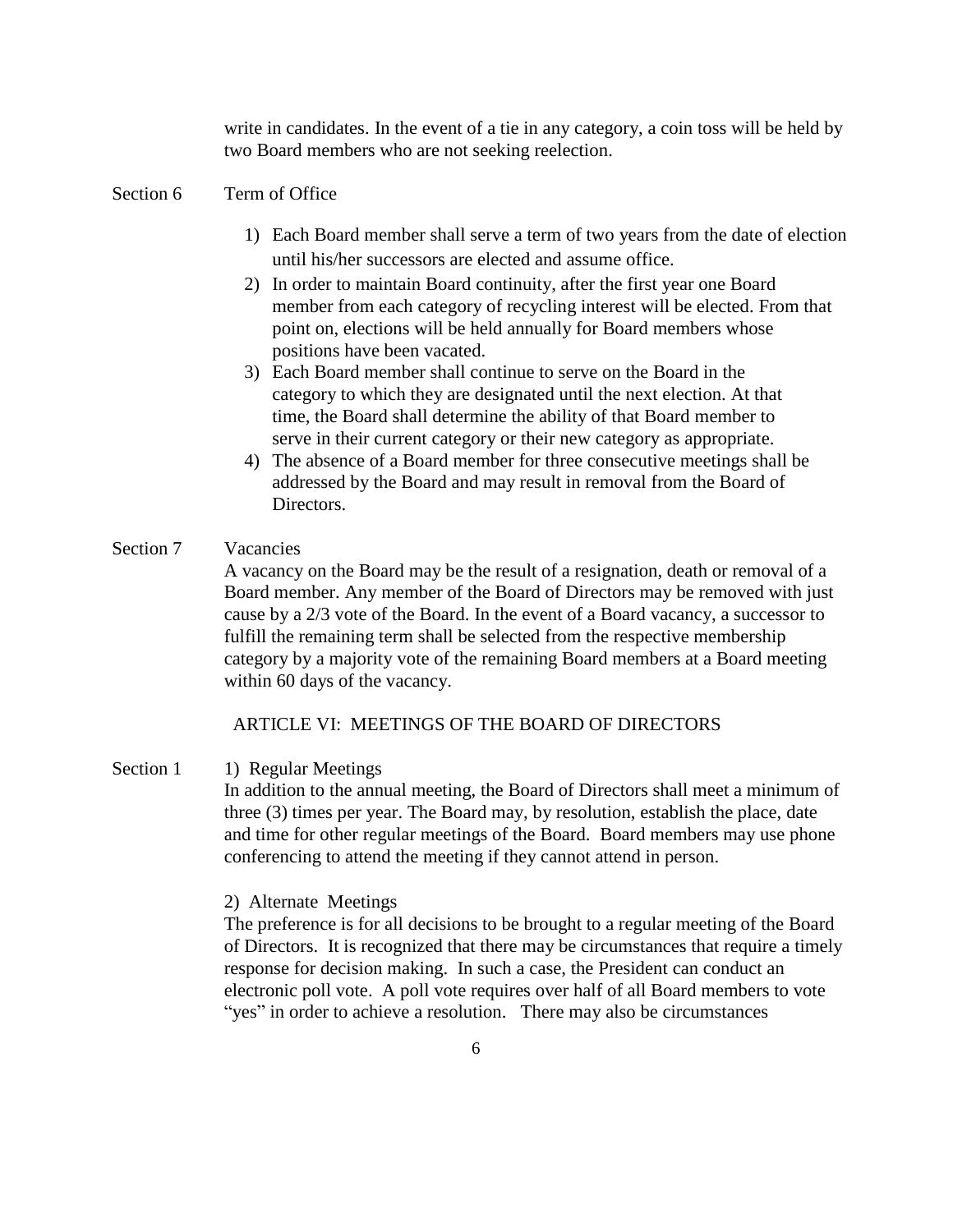write in candidates. In the event of a tie in any category, a coin toss will be held by two Board members who are not seeking reelection.

Section 6 Term of Office

1) Each Board member shall serve a term of two years from the date of election until his/her successors are elected and assume office.
2) In order to maintain Board continuity, after the first year one Board member from each category of recycling interest will be elected. From that point on, elections will be held annually for Board members whose positions have been vacated.
3) Each Board member shall continue to serve on the Board in the category to which they are designated until the next election. At that time, the Board shall determine the ability of that Board member to serve in their current category or their new category as appropriate.
4) The absence of a Board member for three consecutive meetings shall be addressed by the Board and may result in removal from the Board of Directors.

Section 7 Vacancies

A vacancy on the Board may be the result of a resignation, death or removal of a Board member. Any member of the Board of Directors may be removed with just cause by a 2/3 vote of the Board. In the event of a Board vacancy, a successor to fulfill the remaining term shall be selected from the respective membership category by a majority vote of the remaining Board members at a Board meeting within 60 days of the vacancy.

## ARTICLE VI: MEETINGS OF THE BOARD OF DIRECTORS

Section 1 1) Regular Meetings

In addition to the annual meeting, the Board of Directors shall meet a minimum of three (3) times per year. The Board may, by resolution, establish the place, date and time for other regular meetings of the Board. Board members may use phone conferencing to attend the meeting if they cannot attend in person.

2) Alternate Meetings

The preference is for all decisions to be brought to a regular meeting of the Board of Directors. It is recognized that there may be circumstances that require a timely response for decision making. In such a case, the President can conduct an electronic poll vote. A poll vote requires over half of all Board members to vote "yes" in order to achieve a resolution. There may also be circumstances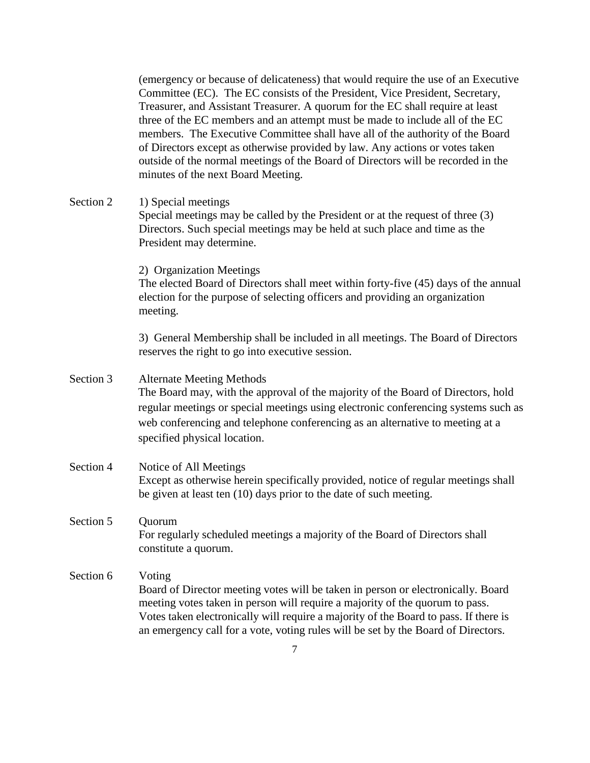(emergency or because of delicateness) that would require the use of an Executive Committee (EC). The EC consists of the President, Vice President, Secretary, Treasurer, and Assistant Treasurer. A quorum for the EC shall require at least three of the EC members and an attempt must be made to include all of the EC members. The Executive Committee shall have all of the authority of the Board of Directors except as otherwise provided by law. Any actions or votes taken outside of the normal meetings of the Board of Directors will be recorded in the minutes of the next Board Meeting.

**Section 2** 1) Special meetings

Special meetings may be called by the President or at the request of three (3) Directors. Such special meetings may be held at such place and time as the President may determine.

2) Organization Meetings

The elected Board of Directors shall meet within forty-five (45) days of the annual election for the purpose of selecting officers and providing an organization meeting.

3) General Membership shall be included in all meetings. The Board of Directors reserves the right to go into executive session.

**Section 3** Alternate Meeting Methods

The Board may, with the approval of the majority of the Board of Directors, hold regular meetings or special meetings using electronic conferencing systems such as web conferencing and telephone conferencing as an alternative to meeting at a specified physical location.

**Section 4** Notice of All Meetings

Except as otherwise herein specifically provided, notice of regular meetings shall be given at least ten (10) days prior to the date of such meeting.

**Section 5** Quorum

For regularly scheduled meetings a majority of the Board of Directors shall constitute a quorum.

**Section 6** Voting

Board of Director meeting votes will be taken in person or electronically. Board meeting votes taken in person will require a majority of the quorum to pass. Votes taken electronically will require a majority of the Board to pass. If there is an emergency call for a vote, voting rules will be set by the Board of Directors.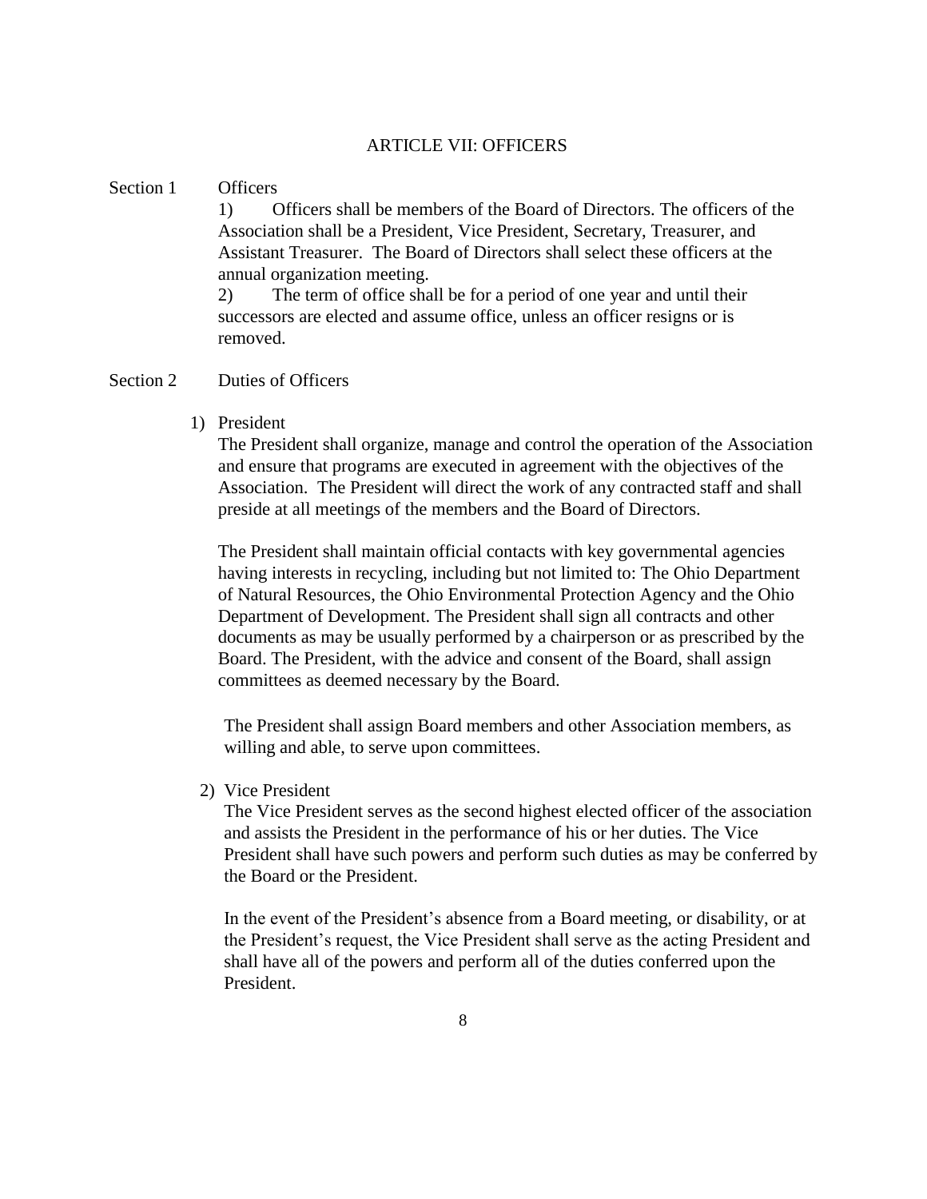## ARTICLE VII: OFFICERS

Section 1 Officers

1) Officers shall be members of the Board of Directors. The officers of the Association shall be a President, Vice President, Secretary, Treasurer, and Assistant Treasurer. The Board of Directors shall select these officers at the annual organization meeting.

2) The term of office shall be for a period of one year and until their successors are elected and assume office, unless an officer resigns or is removed.

Section 2 Duties of Officers

1) President

The President shall organize, manage and control the operation of the Association and ensure that programs are executed in agreement with the objectives of the Association. The President will direct the work of any contracted staff and shall preside at all meetings of the members and the Board of Directors.

The President shall maintain official contacts with key governmental agencies having interests in recycling, including but not limited to: The Ohio Department of Natural Resources, the Ohio Environmental Protection Agency and the Ohio Department of Development. The President shall sign all contracts and other documents as may be usually performed by a chairperson or as prescribed by the Board. The President, with the advice and consent of the Board, shall assign committees as deemed necessary by the Board.

The President shall assign Board members and other Association members, as willing and able, to serve upon committees.

2) Vice President

The Vice President serves as the second highest elected officer of the association and assists the President in the performance of his or her duties. The Vice President shall have such powers and perform such duties as may be conferred by the Board or the President.

In the event of the President's absence from a Board meeting, or disability, or at the President's request, the Vice President shall serve as the acting President and shall have all of the powers and perform all of the duties conferred upon the President.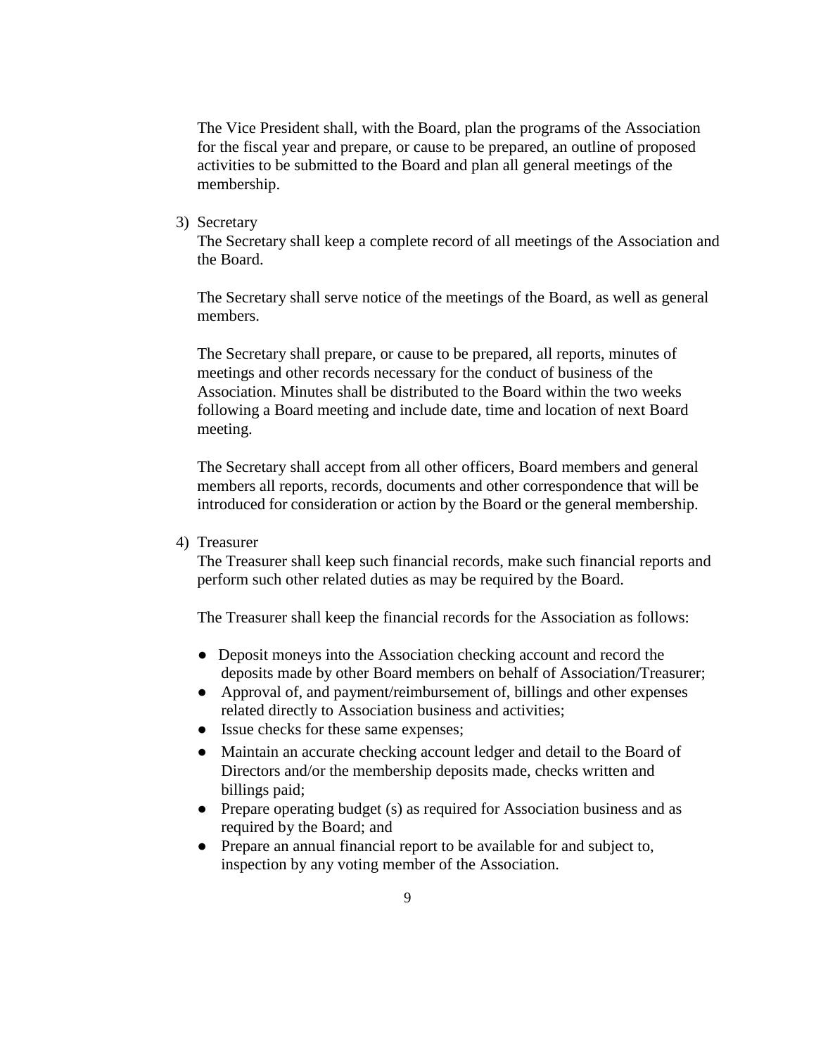The Vice President shall, with the Board, plan the programs of the Association for the fiscal year and prepare, or cause to be prepared, an outline of proposed activities to be submitted to the Board and plan all general meetings of the membership.

3) Secretary

   The Secretary shall keep a complete record of all meetings of the Association and the Board.

   The Secretary shall serve notice of the meetings of the Board, as well as general members.

   The Secretary shall prepare, or cause to be prepared, all reports, minutes of meetings and other records necessary for the conduct of business of the Association. Minutes shall be distributed to the Board within the two weeks following a Board meeting and include date, time and location of next Board meeting.

   The Secretary shall accept from all other officers, Board members and general members all reports, records, documents and other correspondence that will be introduced for consideration or action by the Board or the general membership.

4) Treasurer

   The Treasurer shall keep such financial records, make such financial reports and perform such other related duties as may be required by the Board.

   The Treasurer shall keep the financial records for the Association as follows:

   - Deposit moneys into the Association checking account and record the deposits made by other Board members on behalf of Association/Treasurer;
   - Approval of, and payment/reimbursement of, billings and other expenses related directly to Association business and activities;
   - Issue checks for these same expenses;
   - Maintain an accurate checking account ledger and detail to the Board of Directors and/or the membership deposits made, checks written and billings paid;
   - Prepare operating budget (s) as required for Association business and as required by the Board; and
   - Prepare an annual financial report to be available for and subject to, inspection by any voting member of the Association.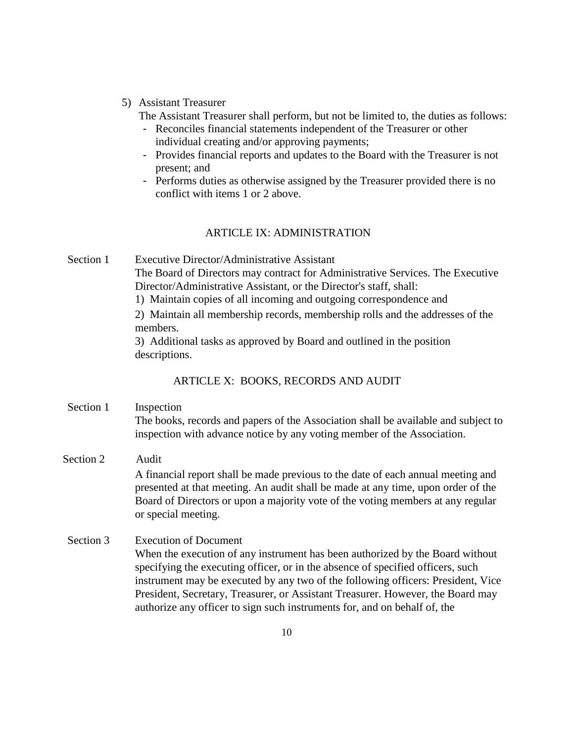5) Assistant Treasurer

The Assistant Treasurer shall perform, but not be limited to, the duties as follows:

- Reconciles financial statements independent of the Treasurer or other individual creating and/or approving payments;
- Provides financial reports and updates to the Board with the Treasurer is not present; and
- Performs duties as otherwise assigned by the Treasurer provided there is no conflict with items 1 or 2 above.

## ARTICLE IX: ADMINISTRATION

**Section 1** Executive Director/Administrative Assistant

The Board of Directors may contract for Administrative Services. The Executive Director/Administrative Assistant, or the Director's staff, shall:

1) Maintain copies of all incoming and outgoing correspondence and
2) Maintain all membership records, membership rolls and the addresses of the members.
3) Additional tasks as approved by Board and outlined in the position descriptions.

## ARTICLE X: BOOKS, RECORDS AND AUDIT

**Section 1** Inspection

The books, records and papers of the Association shall be available and subject to inspection with advance notice by any voting member of the Association.

**Section 2** Audit

A financial report shall be made previous to the date of each annual meeting and presented at that meeting. An audit shall be made at any time, upon order of the Board of Directors or upon a majority vote of the voting members at any regular or special meeting.

**Section 3** Execution of Document

When the execution of any instrument has been authorized by the Board without specifying the executing officer, or in the absence of specified officers, such instrument may be executed by any two of the following officers: President, Vice President, Secretary, Treasurer, or Assistant Treasurer. However, the Board may authorize any officer to sign such instruments for, and on behalf of, the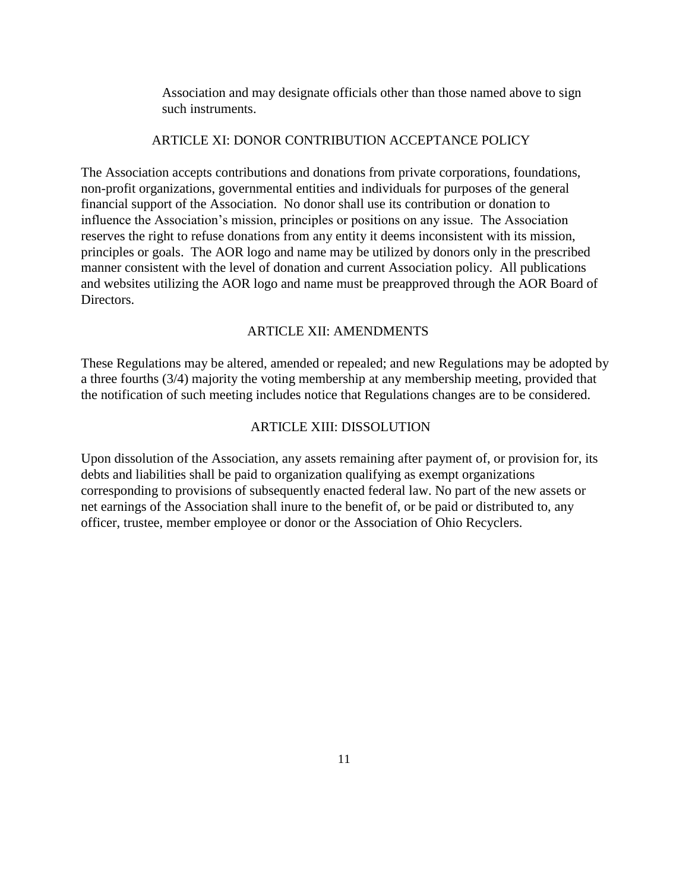Association and may designate officials other than those named above to sign such instruments.

## ARTICLE XI: DONOR CONTRIBUTION ACCEPTANCE POLICY

The Association accepts contributions and donations from private corporations, foundations, non-profit organizations, governmental entities and individuals for purposes of the general financial support of the Association. No donor shall use its contribution or donation to influence the Association's mission, principles or positions on any issue. The Association reserves the right to refuse donations from any entity it deems inconsistent with its mission, principles or goals. The AOR logo and name may be utilized by donors only in the prescribed manner consistent with the level of donation and current Association policy. All publications and websites utilizing the AOR logo and name must be preapproved through the AOR Board of Directors.

## ARTICLE XII: AMENDMENTS

These Regulations may be altered, amended or repealed; and new Regulations may be adopted by a three fourths (3/4) majority the voting membership at any membership meeting, provided that the notification of such meeting includes notice that Regulations changes are to be considered.

## ARTICLE XIII: DISSOLUTION

Upon dissolution of the Association, any assets remaining after payment of, or provision for, its debts and liabilities shall be paid to organization qualifying as exempt organizations corresponding to provisions of subsequently enacted federal law. No part of the new assets or net earnings of the Association shall inure to the benefit of, or be paid or distributed to, any officer, trustee, member employee or donor or the Association of Ohio Recyclers.